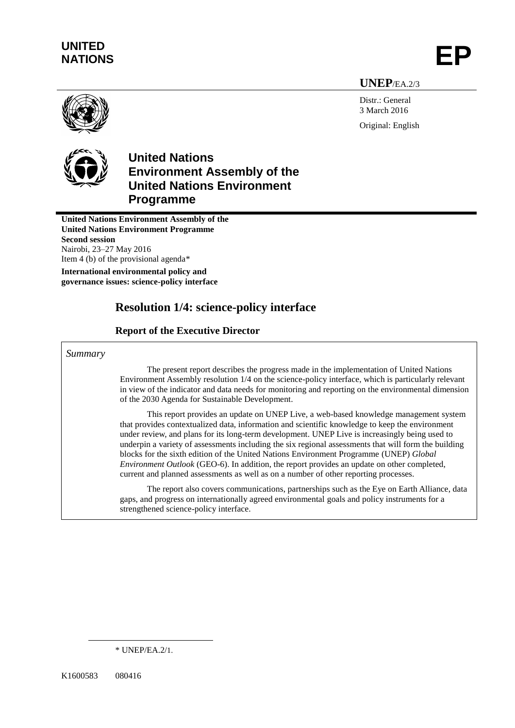**UNITED NATIONS**

# EP

**UNEP**/EA.2/3

Distr.: General
3 March 2016

Original: English

## United Nations Environment Assembly of the United Nations Environment Programme

**United Nations Environment Assembly of the United Nations Environment Programme**
**Second session**
Nairobi, 23–27 May 2016
Item 4 (b) of the provisional agenda*

**International environmental policy and governance issues: science-policy interface**

# Resolution 1/4: science-policy interface

## Report of the Executive Director

*Summary*

The present report describes the progress made in the implementation of United Nations Environment Assembly resolution 1/4 on the science-policy interface, which is particularly relevant in view of the indicator and data needs for monitoring and reporting on the environmental dimension of the 2030 Agenda for Sustainable Development.

This report provides an update on UNEP Live, a web-based knowledge management system that provides contextualized data, information and scientific knowledge to keep the environment under review, and plans for its long-term development. UNEP Live is increasingly being used to underpin a variety of assessments including the six regional assessments that will form the building blocks for the sixth edition of the United Nations Environment Programme (UNEP) *Global Environment Outlook* (GEO-6). In addition, the report provides an update on other completed, current and planned assessments as well as on a number of other reporting processes.

The report also covers communications, partnerships such as the Eye on Earth Alliance, data gaps, and progress on internationally agreed environmental goals and policy instruments for a strengthened science-policy interface.

\* UNEP/EA.2/1.

K1600583 080416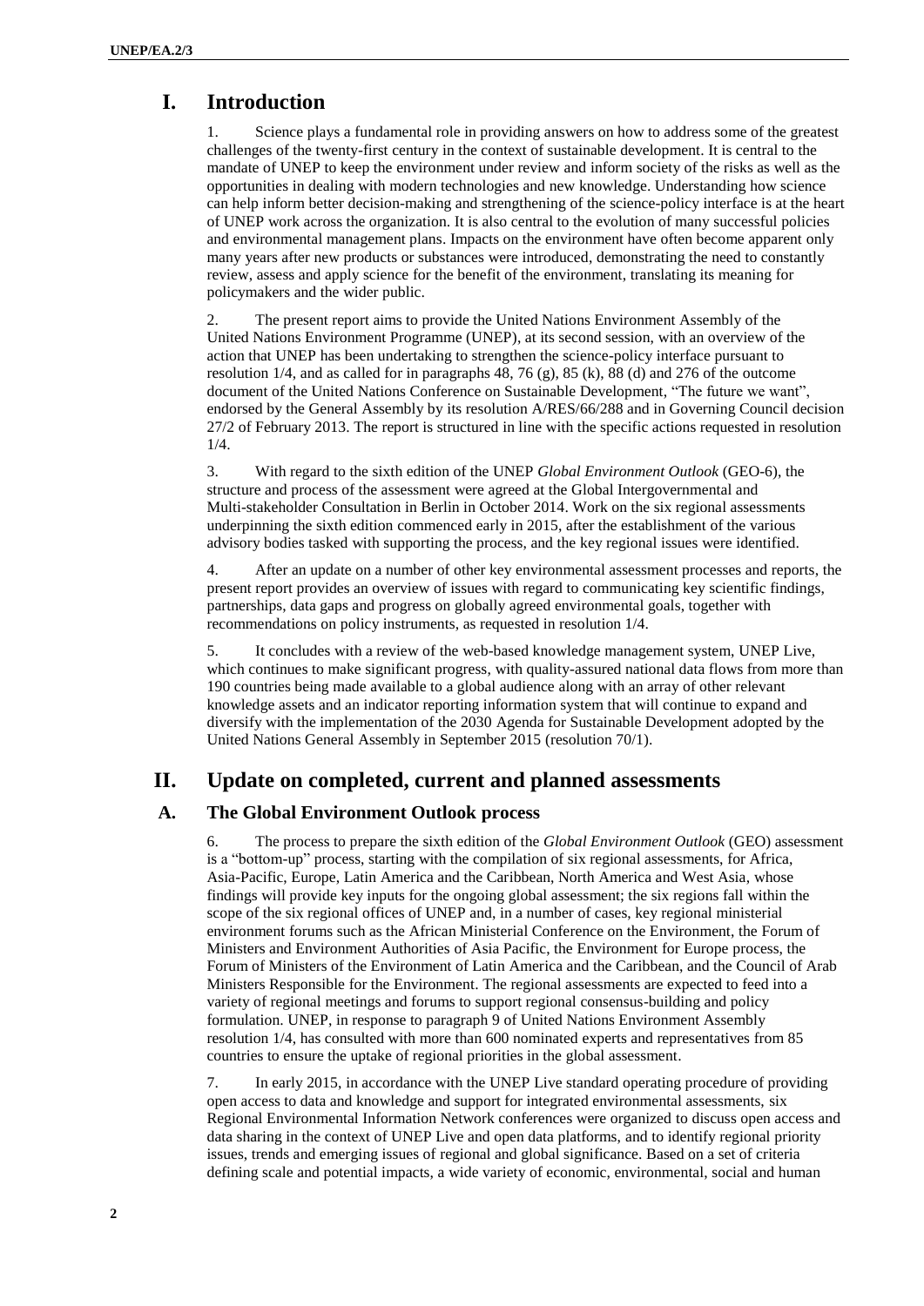# I. Introduction

1. Science plays a fundamental role in providing answers on how to address some of the greatest challenges of the twenty-first century in the context of sustainable development. It is central to the mandate of UNEP to keep the environment under review and inform society of the risks as well as the opportunities in dealing with modern technologies and new knowledge. Understanding how science can help inform better decision-making and strengthening of the science-policy interface is at the heart of UNEP work across the organization. It is also central to the evolution of many successful policies and environmental management plans. Impacts on the environment have often become apparent only many years after new products or substances were introduced, demonstrating the need to constantly review, assess and apply science for the benefit of the environment, translating its meaning for policymakers and the wider public.

2. The present report aims to provide the United Nations Environment Assembly of the United Nations Environment Programme (UNEP), at its second session, with an overview of the action that UNEP has been undertaking to strengthen the science-policy interface pursuant to resolution 1/4, and as called for in paragraphs 48, 76 (g), 85 (k), 88 (d) and 276 of the outcome document of the United Nations Conference on Sustainable Development, "The future we want", endorsed by the General Assembly by its resolution A/RES/66/288 and in Governing Council decision 27/2 of February 2013. The report is structured in line with the specific actions requested in resolution 1/4.

3. With regard to the sixth edition of the UNEP *Global Environment Outlook* (GEO-6), the structure and process of the assessment were agreed at the Global Intergovernmental and Multi-stakeholder Consultation in Berlin in October 2014. Work on the six regional assessments underpinning the sixth edition commenced early in 2015, after the establishment of the various advisory bodies tasked with supporting the process, and the key regional issues were identified.

4. After an update on a number of other key environmental assessment processes and reports, the present report provides an overview of issues with regard to communicating key scientific findings, partnerships, data gaps and progress on globally agreed environmental goals, together with recommendations on policy instruments, as requested in resolution 1/4.

5. It concludes with a review of the web-based knowledge management system, UNEP Live, which continues to make significant progress, with quality-assured national data flows from more than 190 countries being made available to a global audience along with an array of other relevant knowledge assets and an indicator reporting information system that will continue to expand and diversify with the implementation of the 2030 Agenda for Sustainable Development adopted by the United Nations General Assembly in September 2015 (resolution 70/1).

# II. Update on completed, current and planned assessments

## A. The Global Environment Outlook process

6. The process to prepare the sixth edition of the *Global Environment Outlook* (GEO) assessment is a "bottom-up" process, starting with the compilation of six regional assessments, for Africa, Asia-Pacific, Europe, Latin America and the Caribbean, North America and West Asia, whose findings will provide key inputs for the ongoing global assessment; the six regions fall within the scope of the six regional offices of UNEP and, in a number of cases, key regional ministerial environment forums such as the African Ministerial Conference on the Environment, the Forum of Ministers and Environment Authorities of Asia Pacific, the Environment for Europe process, the Forum of Ministers of the Environment of Latin America and the Caribbean, and the Council of Arab Ministers Responsible for the Environment. The regional assessments are expected to feed into a variety of regional meetings and forums to support regional consensus-building and policy formulation. UNEP, in response to paragraph 9 of United Nations Environment Assembly resolution 1/4, has consulted with more than 600 nominated experts and representatives from 85 countries to ensure the uptake of regional priorities in the global assessment.

7. In early 2015, in accordance with the UNEP Live standard operating procedure of providing open access to data and knowledge and support for integrated environmental assessments, six Regional Environmental Information Network conferences were organized to discuss open access and data sharing in the context of UNEP Live and open data platforms, and to identify regional priority issues, trends and emerging issues of regional and global significance. Based on a set of criteria defining scale and potential impacts, a wide variety of economic, environmental, social and human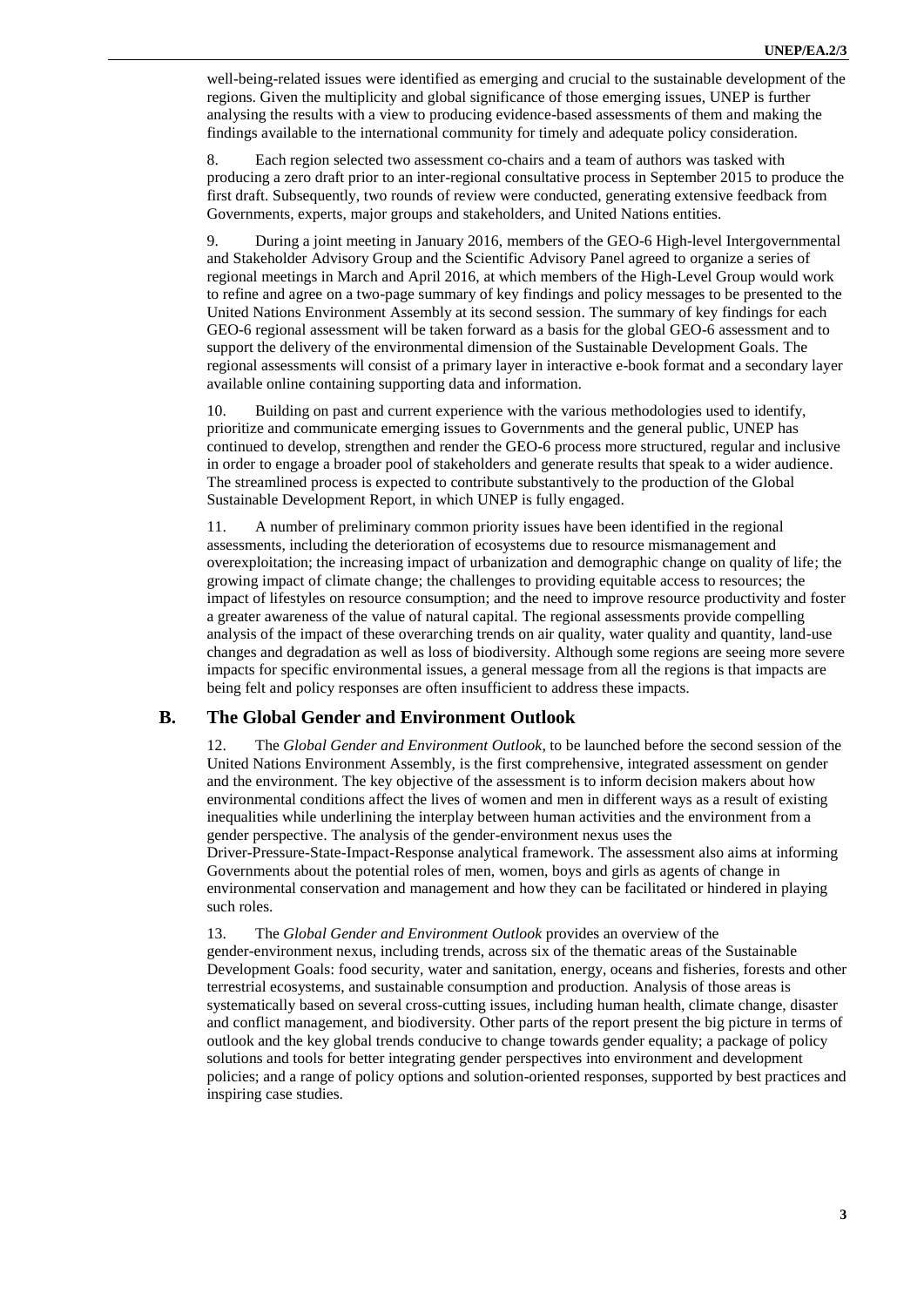well-being-related issues were identified as emerging and crucial to the sustainable development of the regions. Given the multiplicity and global significance of those emerging issues, UNEP is further analysing the results with a view to producing evidence-based assessments of them and making the findings available to the international community for timely and adequate policy consideration.

8. Each region selected two assessment co-chairs and a team of authors was tasked with producing a zero draft prior to an inter-regional consultative process in September 2015 to produce the first draft. Subsequently, two rounds of review were conducted, generating extensive feedback from Governments, experts, major groups and stakeholders, and United Nations entities.

9. During a joint meeting in January 2016, members of the GEO-6 High-level Intergovernmental and Stakeholder Advisory Group and the Scientific Advisory Panel agreed to organize a series of regional meetings in March and April 2016, at which members of the High-Level Group would work to refine and agree on a two-page summary of key findings and policy messages to be presented to the United Nations Environment Assembly at its second session. The summary of key findings for each GEO-6 regional assessment will be taken forward as a basis for the global GEO-6 assessment and to support the delivery of the environmental dimension of the Sustainable Development Goals. The regional assessments will consist of a primary layer in interactive e-book format and a secondary layer available online containing supporting data and information.

10. Building on past and current experience with the various methodologies used to identify, prioritize and communicate emerging issues to Governments and the general public, UNEP has continued to develop, strengthen and render the GEO-6 process more structured, regular and inclusive in order to engage a broader pool of stakeholders and generate results that speak to a wider audience. The streamlined process is expected to contribute substantively to the production of the Global Sustainable Development Report, in which UNEP is fully engaged.

11. A number of preliminary common priority issues have been identified in the regional assessments, including the deterioration of ecosystems due to resource mismanagement and overexploitation; the increasing impact of urbanization and demographic change on quality of life; the growing impact of climate change; the challenges to providing equitable access to resources; the impact of lifestyles on resource consumption; and the need to improve resource productivity and foster a greater awareness of the value of natural capital. The regional assessments provide compelling analysis of the impact of these overarching trends on air quality, water quality and quantity, land-use changes and degradation as well as loss of biodiversity. Although some regions are seeing more severe impacts for specific environmental issues, a general message from all the regions is that impacts are being felt and policy responses are often insufficient to address these impacts.

## B. The Global Gender and Environment Outlook

12. The *Global Gender and Environment Outlook*, to be launched before the second session of the United Nations Environment Assembly, is the first comprehensive, integrated assessment on gender and the environment. The key objective of the assessment is to inform decision makers about how environmental conditions affect the lives of women and men in different ways as a result of existing inequalities while underlining the interplay between human activities and the environment from a gender perspective. The analysis of the gender-environment nexus uses the Driver-Pressure-State-Impact-Response analytical framework. The assessment also aims at informing Governments about the potential roles of men, women, boys and girls as agents of change in environmental conservation and management and how they can be facilitated or hindered in playing such roles.

13. The *Global Gender and Environment Outlook* provides an overview of the gender-environment nexus, including trends, across six of the thematic areas of the Sustainable Development Goals: food security, water and sanitation, energy, oceans and fisheries, forests and other terrestrial ecosystems, and sustainable consumption and production. Analysis of those areas is systematically based on several cross-cutting issues, including human health, climate change, disaster and conflict management, and biodiversity. Other parts of the report present the big picture in terms of outlook and the key global trends conducive to change towards gender equality; a package of policy solutions and tools for better integrating gender perspectives into environment and development policies; and a range of policy options and solution-oriented responses, supported by best practices and inspiring case studies.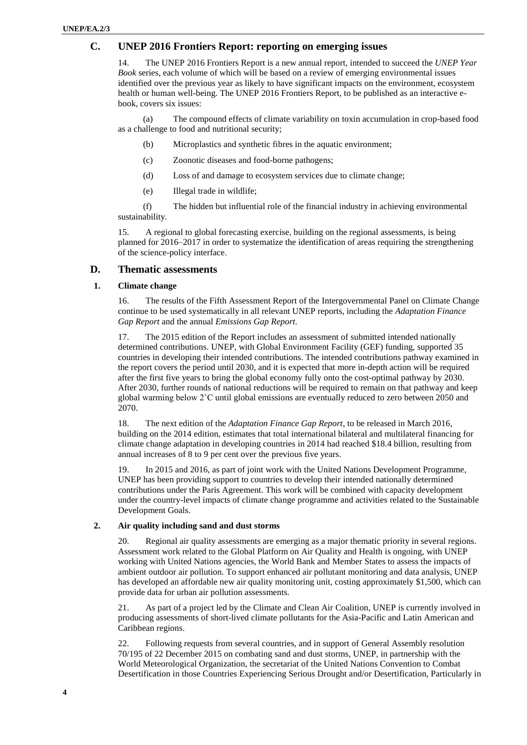## C. UNEP 2016 Frontiers Report: reporting on emerging issues

14. The UNEP 2016 Frontiers Report is a new annual report, intended to succeed the *UNEP Year Book* series, each volume of which will be based on a review of emerging environmental issues identified over the previous year as likely to have significant impacts on the environment, ecosystem health or human well-being. The UNEP 2016 Frontiers Report, to be published as an interactive e-book, covers six issues:

(a) The compound effects of climate variability on toxin accumulation in crop-based food as a challenge to food and nutritional security;

(b) Microplastics and synthetic fibres in the aquatic environment;

(c) Zoonotic diseases and food-borne pathogens;

(d) Loss of and damage to ecosystem services due to climate change;

(e) Illegal trade in wildlife;

(f) The hidden but influential role of the financial industry in achieving environmental sustainability.

15. A regional to global forecasting exercise, building on the regional assessments, is being planned for 2016–2017 in order to systematize the identification of areas requiring the strengthening of the science-policy interface.

## D. Thematic assessments

### 1. Climate change

16. The results of the Fifth Assessment Report of the Intergovernmental Panel on Climate Change continue to be used systematically in all relevant UNEP reports, including the *Adaptation Finance Gap Report* and the annual *Emissions Gap Report*.

17. The 2015 edition of the Report includes an assessment of submitted intended nationally determined contributions. UNEP, with Global Environment Facility (GEF) funding, supported 35 countries in developing their intended contributions. The intended contributions pathway examined in the report covers the period until 2030, and it is expected that more in-depth action will be required after the first five years to bring the global economy fully onto the cost-optimal pathway by 2030. After 2030, further rounds of national reductions will be required to remain on that pathway and keep global warming below 2˚C until global emissions are eventually reduced to zero between 2050 and 2070.

18. The next edition of the *Adaptation Finance Gap Report*, to be released in March 2016, building on the 2014 edition, estimates that total international bilateral and multilateral financing for climate change adaptation in developing countries in 2014 had reached \$18.4 billion, resulting from annual increases of 8 to 9 per cent over the previous five years.

19. In 2015 and 2016, as part of joint work with the United Nations Development Programme, UNEP has been providing support to countries to develop their intended nationally determined contributions under the Paris Agreement. This work will be combined with capacity development under the country-level impacts of climate change programme and activities related to the Sustainable Development Goals.

### 2. Air quality including sand and dust storms

20. Regional air quality assessments are emerging as a major thematic priority in several regions. Assessment work related to the Global Platform on Air Quality and Health is ongoing, with UNEP working with United Nations agencies, the World Bank and Member States to assess the impacts of ambient outdoor air pollution. To support enhanced air pollutant monitoring and data analysis, UNEP has developed an affordable new air quality monitoring unit, costing approximately \$1,500, which can provide data for urban air pollution assessments.

21. As part of a project led by the Climate and Clean Air Coalition, UNEP is currently involved in producing assessments of short-lived climate pollutants for the Asia-Pacific and Latin American and Caribbean regions.

22. Following requests from several countries, and in support of General Assembly resolution 70/195 of 22 December 2015 on combating sand and dust storms, UNEP, in partnership with the World Meteorological Organization, the secretariat of the United Nations Convention to Combat Desertification in those Countries Experiencing Serious Drought and/or Desertification, Particularly in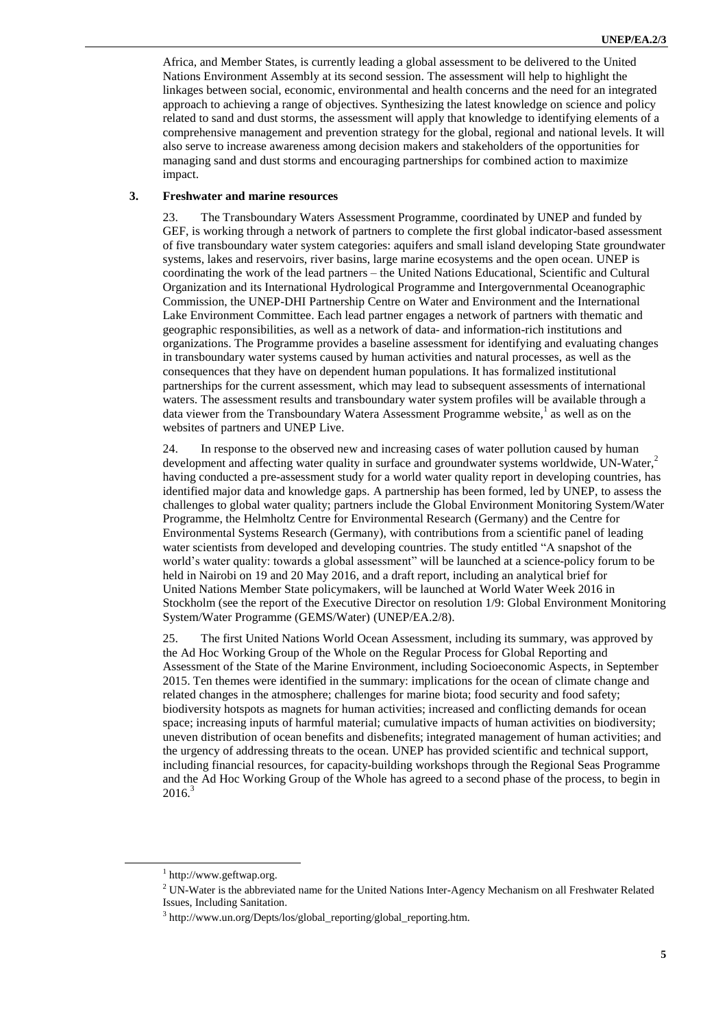Africa, and Member States, is currently leading a global assessment to be delivered to the United Nations Environment Assembly at its second session. The assessment will help to highlight the linkages between social, economic, environmental and health concerns and the need for an integrated approach to achieving a range of objectives. Synthesizing the latest knowledge on science and policy related to sand and dust storms, the assessment will apply that knowledge to identifying elements of a comprehensive management and prevention strategy for the global, regional and national levels. It will also serve to increase awareness among decision makers and stakeholders of the opportunities for managing sand and dust storms and encouraging partnerships for combined action to maximize impact.

### 3. Freshwater and marine resources

23. The Transboundary Waters Assessment Programme, coordinated by UNEP and funded by GEF, is working through a network of partners to complete the first global indicator-based assessment of five transboundary water system categories: aquifers and small island developing State groundwater systems, lakes and reservoirs, river basins, large marine ecosystems and the open ocean. UNEP is coordinating the work of the lead partners – the United Nations Educational, Scientific and Cultural Organization and its International Hydrological Programme and Intergovernmental Oceanographic Commission, the UNEP-DHI Partnership Centre on Water and Environment and the International Lake Environment Committee. Each lead partner engages a network of partners with thematic and geographic responsibilities, as well as a network of data- and information-rich institutions and organizations. The Programme provides a baseline assessment for identifying and evaluating changes in transboundary water systems caused by human activities and natural processes, as well as the consequences that they have on dependent human populations. It has formalized institutional partnerships for the current assessment, which may lead to subsequent assessments of international waters. The assessment results and transboundary water system profiles will be available through a data viewer from the Transboundary Watera Assessment Programme website,[1] as well as on the websites of partners and UNEP Live.

24. In response to the observed new and increasing cases of water pollution caused by human development and affecting water quality in surface and groundwater systems worldwide, UN-Water,[2] having conducted a pre-assessment study for a world water quality report in developing countries, has identified major data and knowledge gaps. A partnership has been formed, led by UNEP, to assess the challenges to global water quality; partners include the Global Environment Monitoring System/Water Programme, the Helmholtz Centre for Environmental Research (Germany) and the Centre for Environmental Systems Research (Germany), with contributions from a scientific panel of leading water scientists from developed and developing countries. The study entitled "A snapshot of the world's water quality: towards a global assessment" will be launched at a science-policy forum to be held in Nairobi on 19 and 20 May 2016, and a draft report, including an analytical brief for United Nations Member State policymakers, will be launched at World Water Week 2016 in Stockholm (see the report of the Executive Director on resolution 1/9: Global Environment Monitoring System/Water Programme (GEMS/Water) (UNEP/EA.2/8).

25. The first United Nations World Ocean Assessment, including its summary, was approved by the Ad Hoc Working Group of the Whole on the Regular Process for Global Reporting and Assessment of the State of the Marine Environment, including Socioeconomic Aspects, in September 2015. Ten themes were identified in the summary: implications for the ocean of climate change and related changes in the atmosphere; challenges for marine biota; food security and food safety; biodiversity hotspots as magnets for human activities; increased and conflicting demands for ocean space; increasing inputs of harmful material; cumulative impacts of human activities on biodiversity; uneven distribution of ocean benefits and disbenefits; integrated management of human activities; and the urgency of addressing threats to the ocean. UNEP has provided scientific and technical support, including financial resources, for capacity-building workshops through the Regional Seas Programme and the Ad Hoc Working Group of the Whole has agreed to a second phase of the process, to begin in 2016.[3]

---

[1] http://www.geftwap.org.

[2] UN-Water is the abbreviated name for the United Nations Inter-Agency Mechanism on all Freshwater Related Issues, Including Sanitation.

[3] http://www.un.org/Depts/los/global_reporting/global_reporting.htm.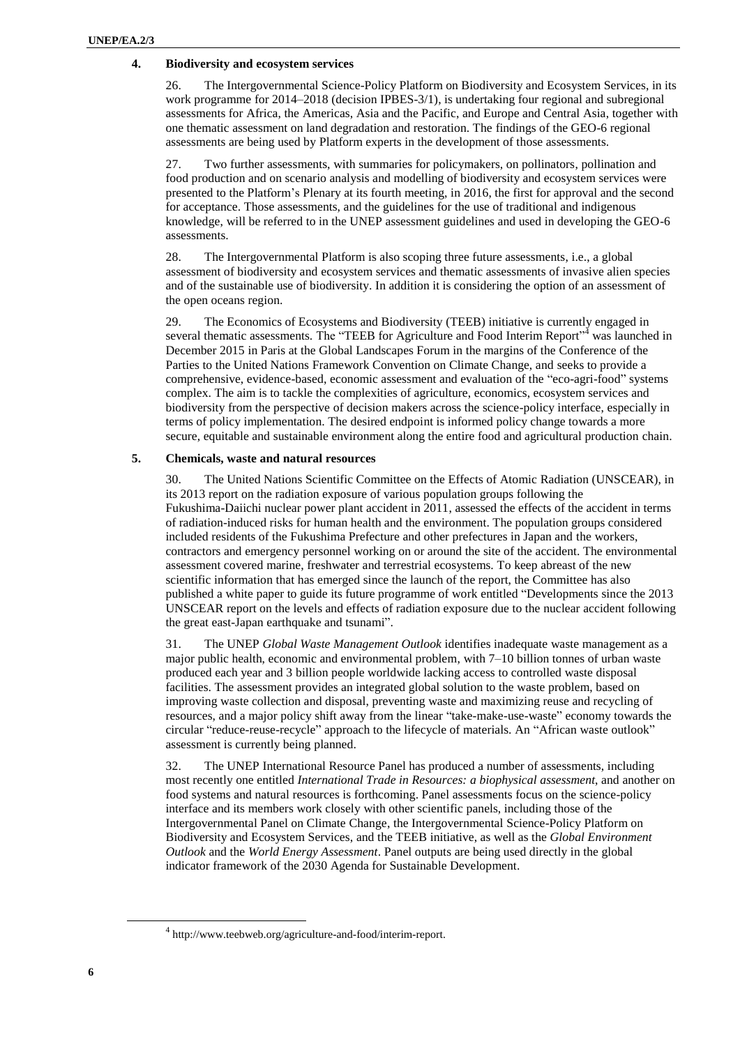### 4. Biodiversity and ecosystem services

26. The Intergovernmental Science-Policy Platform on Biodiversity and Ecosystem Services, in its work programme for 2014–2018 (decision IPBES-3/1), is undertaking four regional and subregional assessments for Africa, the Americas, Asia and the Pacific, and Europe and Central Asia, together with one thematic assessment on land degradation and restoration. The findings of the GEO-6 regional assessments are being used by Platform experts in the development of those assessments.

27. Two further assessments, with summaries for policymakers, on pollinators, pollination and food production and on scenario analysis and modelling of biodiversity and ecosystem services were presented to the Platform's Plenary at its fourth meeting, in 2016, the first for approval and the second for acceptance. Those assessments, and the guidelines for the use of traditional and indigenous knowledge, will be referred to in the UNEP assessment guidelines and used in developing the GEO-6 assessments.

28. The Intergovernmental Platform is also scoping three future assessments, i.e., a global assessment of biodiversity and ecosystem services and thematic assessments of invasive alien species and of the sustainable use of biodiversity. In addition it is considering the option of an assessment of the open oceans region.

29. The Economics of Ecosystems and Biodiversity (TEEB) initiative is currently engaged in several thematic assessments. The "TEEB for Agriculture and Food Interim Report"[4] was launched in December 2015 in Paris at the Global Landscapes Forum in the margins of the Conference of the Parties to the United Nations Framework Convention on Climate Change, and seeks to provide a comprehensive, evidence-based, economic assessment and evaluation of the "eco-agri-food" systems complex. The aim is to tackle the complexities of agriculture, economics, ecosystem services and biodiversity from the perspective of decision makers across the science-policy interface, especially in terms of policy implementation. The desired endpoint is informed policy change towards a more secure, equitable and sustainable environment along the entire food and agricultural production chain.

### 5. Chemicals, waste and natural resources

30. The United Nations Scientific Committee on the Effects of Atomic Radiation (UNSCEAR), in its 2013 report on the radiation exposure of various population groups following the Fukushima-Daiichi nuclear power plant accident in 2011, assessed the effects of the accident in terms of radiation-induced risks for human health and the environment. The population groups considered included residents of the Fukushima Prefecture and other prefectures in Japan and the workers, contractors and emergency personnel working on or around the site of the accident. The environmental assessment covered marine, freshwater and terrestrial ecosystems. To keep abreast of the new scientific information that has emerged since the launch of the report, the Committee has also published a white paper to guide its future programme of work entitled "Developments since the 2013 UNSCEAR report on the levels and effects of radiation exposure due to the nuclear accident following the great east-Japan earthquake and tsunami".

31. The UNEP *Global Waste Management Outlook* identifies inadequate waste management as a major public health, economic and environmental problem, with 7–10 billion tonnes of urban waste produced each year and 3 billion people worldwide lacking access to controlled waste disposal facilities. The assessment provides an integrated global solution to the waste problem, based on improving waste collection and disposal, preventing waste and maximizing reuse and recycling of resources, and a major policy shift away from the linear "take-make-use-waste" economy towards the circular "reduce-reuse-recycle" approach to the lifecycle of materials. An "African waste outlook" assessment is currently being planned.

32. The UNEP International Resource Panel has produced a number of assessments, including most recently one entitled *International Trade in Resources: a biophysical assessment*, and another on food systems and natural resources is forthcoming. Panel assessments focus on the science-policy interface and its members work closely with other scientific panels, including those of the Intergovernmental Panel on Climate Change, the Intergovernmental Science-Policy Platform on Biodiversity and Ecosystem Services, and the TEEB initiative, as well as the *Global Environment Outlook* and the *World Energy Assessment*. Panel outputs are being used directly in the global indicator framework of the 2030 Agenda for Sustainable Development.

[4] http://www.teebweb.org/agriculture-and-food/interim-report.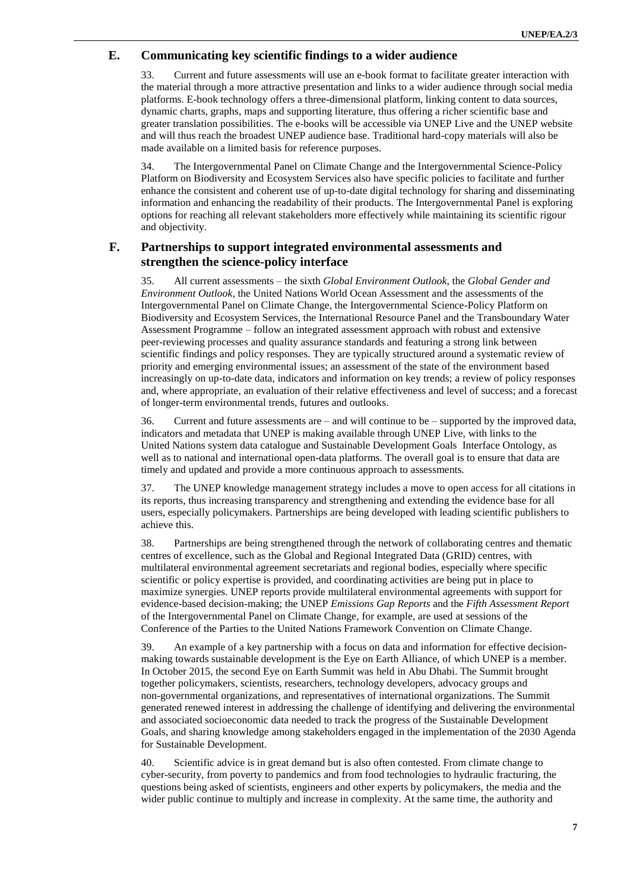## E. Communicating key scientific findings to a wider audience

33. Current and future assessments will use an e-book format to facilitate greater interaction with the material through a more attractive presentation and links to a wider audience through social media platforms. E-book technology offers a three-dimensional platform, linking content to data sources, dynamic charts, graphs, maps and supporting literature, thus offering a richer scientific base and greater translation possibilities. The e-books will be accessible via UNEP Live and the UNEP website and will thus reach the broadest UNEP audience base. Traditional hard-copy materials will also be made available on a limited basis for reference purposes.

34. The Intergovernmental Panel on Climate Change and the Intergovernmental Science-Policy Platform on Biodiversity and Ecosystem Services also have specific policies to facilitate and further enhance the consistent and coherent use of up-to-date digital technology for sharing and disseminating information and enhancing the readability of their products. The Intergovernmental Panel is exploring options for reaching all relevant stakeholders more effectively while maintaining its scientific rigour and objectivity.

## F. Partnerships to support integrated environmental assessments and strengthen the science-policy interface

35. All current assessments – the sixth *Global Environment Outlook*, the *Global Gender and Environment Outlook*, the United Nations World Ocean Assessment and the assessments of the Intergovernmental Panel on Climate Change, the Intergovernmental Science-Policy Platform on Biodiversity and Ecosystem Services, the International Resource Panel and the Transboundary Water Assessment Programme – follow an integrated assessment approach with robust and extensive peer-reviewing processes and quality assurance standards and featuring a strong link between scientific findings and policy responses. They are typically structured around a systematic review of priority and emerging environmental issues; an assessment of the state of the environment based increasingly on up-to-date data, indicators and information on key trends; a review of policy responses and, where appropriate, an evaluation of their relative effectiveness and level of success; and a forecast of longer-term environmental trends, futures and outlooks.

36. Current and future assessments are – and will continue to be – supported by the improved data, indicators and metadata that UNEP is making available through UNEP Live, with links to the United Nations system data catalogue and Sustainable Development Goals Interface Ontology, as well as to national and international open-data platforms. The overall goal is to ensure that data are timely and updated and provide a more continuous approach to assessments.

37. The UNEP knowledge management strategy includes a move to open access for all citations in its reports, thus increasing transparency and strengthening and extending the evidence base for all users, especially policymakers. Partnerships are being developed with leading scientific publishers to achieve this.

38. Partnerships are being strengthened through the network of collaborating centres and thematic centres of excellence, such as the Global and Regional Integrated Data (GRID) centres, with multilateral environmental agreement secretariats and regional bodies, especially where specific scientific or policy expertise is provided, and coordinating activities are being put in place to maximize synergies. UNEP reports provide multilateral environmental agreements with support for evidence-based decision-making; the UNEP *Emissions Gap Reports* and the *Fifth Assessment Report* of the Intergovernmental Panel on Climate Change, for example, are used at sessions of the Conference of the Parties to the United Nations Framework Convention on Climate Change.

39. An example of a key partnership with a focus on data and information for effective decision-making towards sustainable development is the Eye on Earth Alliance, of which UNEP is a member. In October 2015, the second Eye on Earth Summit was held in Abu Dhabi. The Summit brought together policymakers, scientists, researchers, technology developers, advocacy groups and non-governmental organizations, and representatives of international organizations. The Summit generated renewed interest in addressing the challenge of identifying and delivering the environmental and associated socioeconomic data needed to track the progress of the Sustainable Development Goals, and sharing knowledge among stakeholders engaged in the implementation of the 2030 Agenda for Sustainable Development.

40. Scientific advice is in great demand but is also often contested. From climate change to cyber-security, from poverty to pandemics and from food technologies to hydraulic fracturing, the questions being asked of scientists, engineers and other experts by policymakers, the media and the wider public continue to multiply and increase in complexity. At the same time, the authority and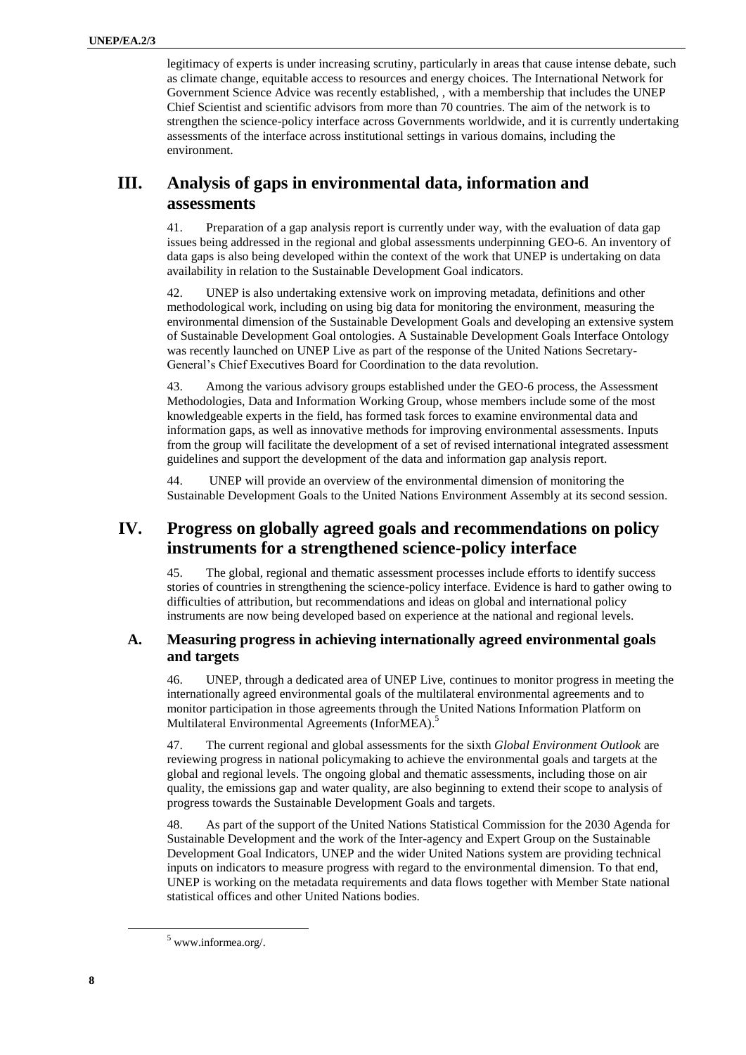legitimacy of experts is under increasing scrutiny, particularly in areas that cause intense debate, such as climate change, equitable access to resources and energy choices. The International Network for Government Science Advice was recently established, , with a membership that includes the UNEP Chief Scientist and scientific advisors from more than 70 countries. The aim of the network is to strengthen the science-policy interface across Governments worldwide, and it is currently undertaking assessments of the interface across institutional settings in various domains, including the environment.

# III. Analysis of gaps in environmental data, information and assessments

41. Preparation of a gap analysis report is currently under way, with the evaluation of data gap issues being addressed in the regional and global assessments underpinning GEO-6. An inventory of data gaps is also being developed within the context of the work that UNEP is undertaking on data availability in relation to the Sustainable Development Goal indicators.

42. UNEP is also undertaking extensive work on improving metadata, definitions and other methodological work, including on using big data for monitoring the environment, measuring the environmental dimension of the Sustainable Development Goals and developing an extensive system of Sustainable Development Goal ontologies. A Sustainable Development Goals Interface Ontology was recently launched on UNEP Live as part of the response of the United Nations Secretary-General's Chief Executives Board for Coordination to the data revolution.

43. Among the various advisory groups established under the GEO-6 process, the Assessment Methodologies, Data and Information Working Group, whose members include some of the most knowledgeable experts in the field, has formed task forces to examine environmental data and information gaps, as well as innovative methods for improving environmental assessments. Inputs from the group will facilitate the development of a set of revised international integrated assessment guidelines and support the development of the data and information gap analysis report.

44. UNEP will provide an overview of the environmental dimension of monitoring the Sustainable Development Goals to the United Nations Environment Assembly at its second session.

# IV. Progress on globally agreed goals and recommendations on policy instruments for a strengthened science-policy interface

45. The global, regional and thematic assessment processes include efforts to identify success stories of countries in strengthening the science-policy interface. Evidence is hard to gather owing to difficulties of attribution, but recommendations and ideas on global and international policy instruments are now being developed based on experience at the national and regional levels.

## A. Measuring progress in achieving internationally agreed environmental goals and targets

46. UNEP, through a dedicated area of UNEP Live, continues to monitor progress in meeting the internationally agreed environmental goals of the multilateral environmental agreements and to monitor participation in those agreements through the United Nations Information Platform on Multilateral Environmental Agreements (InforMEA).[5]

47. The current regional and global assessments for the sixth *Global Environment Outlook* are reviewing progress in national policymaking to achieve the environmental goals and targets at the global and regional levels. The ongoing global and thematic assessments, including those on air quality, the emissions gap and water quality, are also beginning to extend their scope to analysis of progress towards the Sustainable Development Goals and targets.

48. As part of the support of the United Nations Statistical Commission for the 2030 Agenda for Sustainable Development and the work of the Inter-agency and Expert Group on the Sustainable Development Goal Indicators, UNEP and the wider United Nations system are providing technical inputs on indicators to measure progress with regard to the environmental dimension. To that end, UNEP is working on the metadata requirements and data flows together with Member State national statistical offices and other United Nations bodies.

[5] www.informea.org/.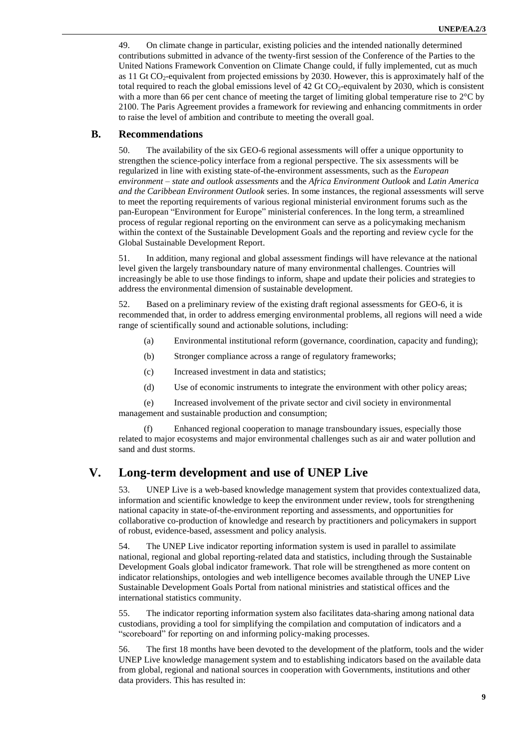49. On climate change in particular, existing policies and the intended nationally determined contributions submitted in advance of the twenty-first session of the Conference of the Parties to the United Nations Framework Convention on Climate Change could, if fully implemented, cut as much as 11 Gt $CO_2$-equivalent from projected emissions by 2030. However, this is approximately half of the total required to reach the global emissions level of 42 Gt $CO_2$-equivalent by 2030, which is consistent with a more than 66 per cent chance of meeting the target of limiting global temperature rise to 2°C by 2100. The Paris Agreement provides a framework for reviewing and enhancing commitments in order to raise the level of ambition and contribute to meeting the overall goal.

## B. Recommendations

50. The availability of the six GEO-6 regional assessments will offer a unique opportunity to strengthen the science-policy interface from a regional perspective. The six assessments will be regularized in line with existing state-of-the-environment assessments, such as the *European environment – state and outlook assessments* and the *Africa Environment Outlook* and *Latin America and the Caribbean Environment Outlook* series. In some instances, the regional assessments will serve to meet the reporting requirements of various regional ministerial environment forums such as the pan-European "Environment for Europe" ministerial conferences. In the long term, a streamlined process of regular regional reporting on the environment can serve as a policymaking mechanism within the context of the Sustainable Development Goals and the reporting and review cycle for the Global Sustainable Development Report.

51. In addition, many regional and global assessment findings will have relevance at the national level given the largely transboundary nature of many environmental challenges. Countries will increasingly be able to use those findings to inform, shape and update their policies and strategies to address the environmental dimension of sustainable development.

52. Based on a preliminary review of the existing draft regional assessments for GEO-6, it is recommended that, in order to address emerging environmental problems, all regions will need a wide range of scientifically sound and actionable solutions, including:

(a) Environmental institutional reform (governance, coordination, capacity and funding);

(b) Stronger compliance across a range of regulatory frameworks;

(c) Increased investment in data and statistics;

(d) Use of economic instruments to integrate the environment with other policy areas;

(e) Increased involvement of the private sector and civil society in environmental management and sustainable production and consumption;

(f) Enhanced regional cooperation to manage transboundary issues, especially those related to major ecosystems and major environmental challenges such as air and water pollution and sand and dust storms.

# V. Long-term development and use of UNEP Live

53. UNEP Live is a web-based knowledge management system that provides contextualized data, information and scientific knowledge to keep the environment under review, tools for strengthening national capacity in state-of-the-environment reporting and assessments, and opportunities for collaborative co-production of knowledge and research by practitioners and policymakers in support of robust, evidence-based, assessment and policy analysis.

54. The UNEP Live indicator reporting information system is used in parallel to assimilate national, regional and global reporting-related data and statistics, including through the Sustainable Development Goals global indicator framework. That role will be strengthened as more content on indicator relationships, ontologies and web intelligence becomes available through the UNEP Live Sustainable Development Goals Portal from national ministries and statistical offices and the international statistics community.

55. The indicator reporting information system also facilitates data-sharing among national data custodians, providing a tool for simplifying the compilation and computation of indicators and a "scoreboard" for reporting on and informing policy-making processes.

56. The first 18 months have been devoted to the development of the platform, tools and the wider UNEP Live knowledge management system and to establishing indicators based on the available data from global, regional and national sources in cooperation with Governments, institutions and other data providers. This has resulted in: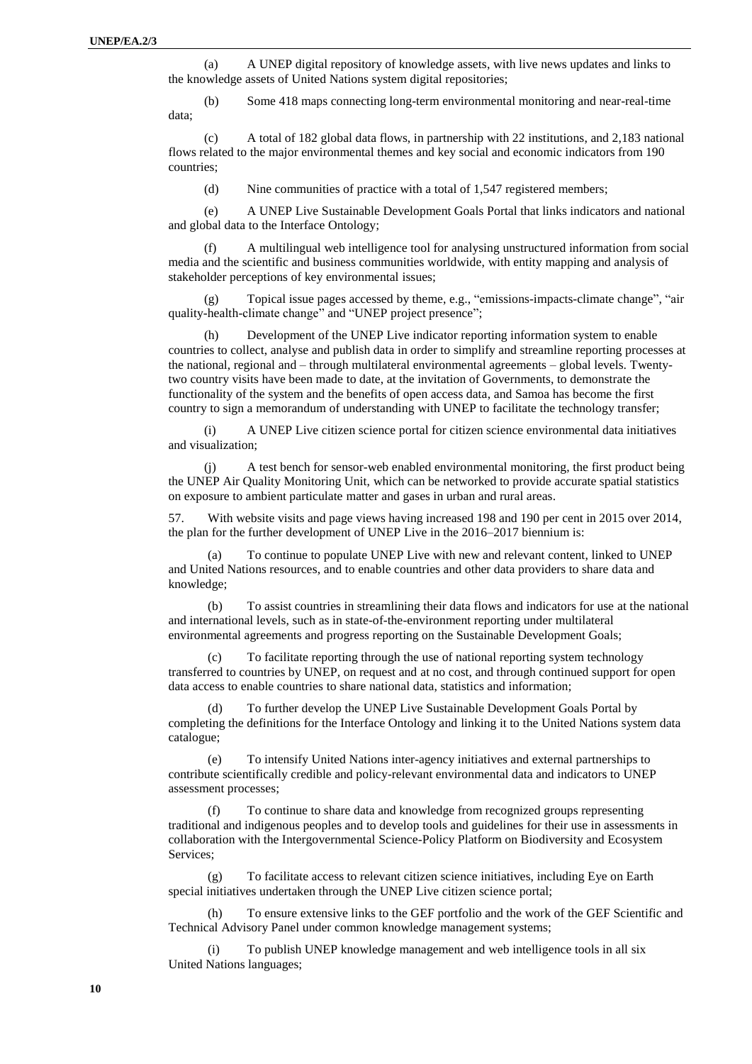(a) A UNEP digital repository of knowledge assets, with live news updates and links to the knowledge assets of United Nations system digital repositories;

(b) Some 418 maps connecting long-term environmental monitoring and near-real-time data;

(c) A total of 182 global data flows, in partnership with 22 institutions, and 2,183 national flows related to the major environmental themes and key social and economic indicators from 190 countries;

(d) Nine communities of practice with a total of 1,547 registered members;

(e) A UNEP Live Sustainable Development Goals Portal that links indicators and national and global data to the Interface Ontology;

(f) A multilingual web intelligence tool for analysing unstructured information from social media and the scientific and business communities worldwide, with entity mapping and analysis of stakeholder perceptions of key environmental issues;

(g) Topical issue pages accessed by theme, e.g., "emissions-impacts-climate change", "air quality-health-climate change" and "UNEP project presence";

(h) Development of the UNEP Live indicator reporting information system to enable countries to collect, analyse and publish data in order to simplify and streamline reporting processes at the national, regional and – through multilateral environmental agreements – global levels. Twenty-two country visits have been made to date, at the invitation of Governments, to demonstrate the functionality of the system and the benefits of open access data, and Samoa has become the first country to sign a memorandum of understanding with UNEP to facilitate the technology transfer;

(i) A UNEP Live citizen science portal for citizen science environmental data initiatives and visualization;

(j) A test bench for sensor-web enabled environmental monitoring, the first product being the UNEP Air Quality Monitoring Unit, which can be networked to provide accurate spatial statistics on exposure to ambient particulate matter and gases in urban and rural areas.

57. With website visits and page views having increased 198 and 190 per cent in 2015 over 2014, the plan for the further development of UNEP Live in the 2016–2017 biennium is:

(a) To continue to populate UNEP Live with new and relevant content, linked to UNEP and United Nations resources, and to enable countries and other data providers to share data and knowledge;

(b) To assist countries in streamlining their data flows and indicators for use at the national and international levels, such as in state-of-the-environment reporting under multilateral environmental agreements and progress reporting on the Sustainable Development Goals;

(c) To facilitate reporting through the use of national reporting system technology transferred to countries by UNEP, on request and at no cost, and through continued support for open data access to enable countries to share national data, statistics and information;

(d) To further develop the UNEP Live Sustainable Development Goals Portal by completing the definitions for the Interface Ontology and linking it to the United Nations system data catalogue;

(e) To intensify United Nations inter-agency initiatives and external partnerships to contribute scientifically credible and policy-relevant environmental data and indicators to UNEP assessment processes;

(f) To continue to share data and knowledge from recognized groups representing traditional and indigenous peoples and to develop tools and guidelines for their use in assessments in collaboration with the Intergovernmental Science-Policy Platform on Biodiversity and Ecosystem Services;

(g) To facilitate access to relevant citizen science initiatives, including Eye on Earth special initiatives undertaken through the UNEP Live citizen science portal;

(h) To ensure extensive links to the GEF portfolio and the work of the GEF Scientific and Technical Advisory Panel under common knowledge management systems;

(i) To publish UNEP knowledge management and web intelligence tools in all six United Nations languages;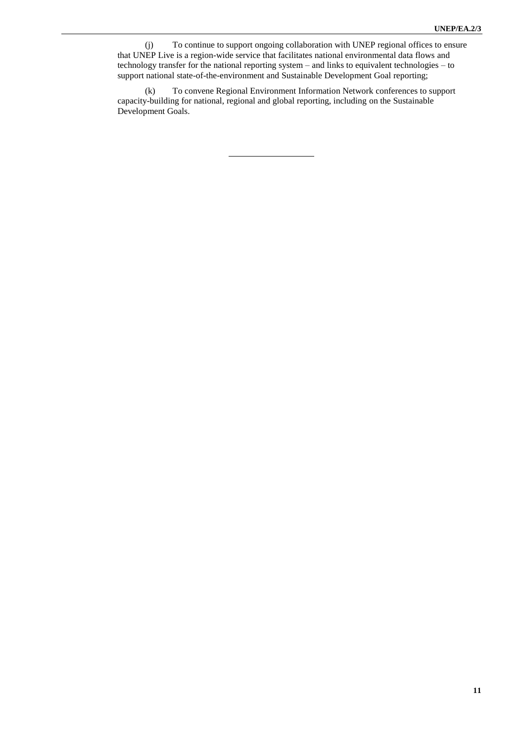(j) To continue to support ongoing collaboration with UNEP regional offices to ensure that UNEP Live is a region-wide service that facilitates national environmental data flows and technology transfer for the national reporting system – and links to equivalent technologies – to support national state-of-the-environment and Sustainable Development Goal reporting;

(k) To convene Regional Environment Information Network conferences to support capacity-building for national, regional and global reporting, including on the Sustainable Development Goals.

---